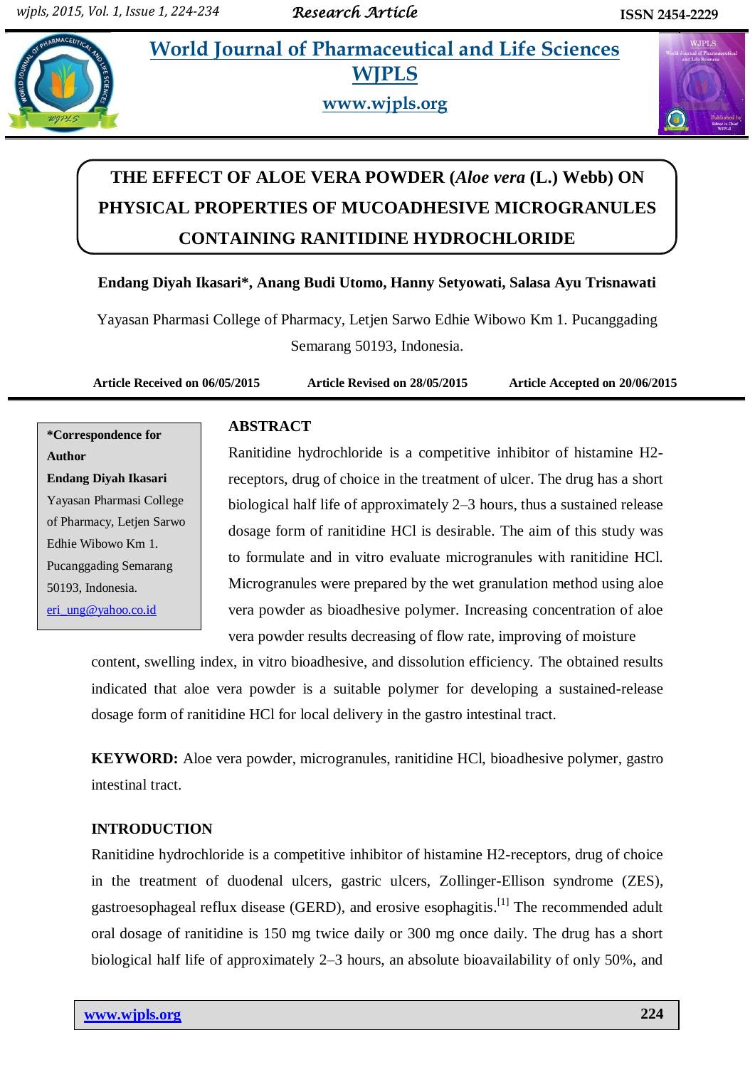# THE EFFECT OF ALOE VERA POWDER (*Aloe vera* (L.) Webb) ON PHYSICAL PROPERTIES OF MUCOADHESIVE MICROGRANULES CONTAINING RANITIDINE HYDROCHLORIDE

**Endang Diyah Ikasari*, Anang Budi Utomo, Hanny Setyowati, Salasa Ayu Trisnawati**

Yayasan Pharmasi College of Pharmacy, Letjen Sarwo Edhie Wibowo Km 1. Pucanggading Semarang 50193, Indonesia.

**Article Received on 06/05/2015 Article Revised on 28/05/2015 Article Accepted on 20/06/2015**

**\*Correspondence for Author**
**Endang Diyah Ikasari**
Yayasan Pharmasi College of Pharmacy, Letjen Sarwo Edhie Wibowo Km 1. Pucanggading Semarang 50193, Indonesia.
eri_ung@yahoo.co.id

## ABSTRACT

Ranitidine hydrochloride is a competitive inhibitor of histamine H2-receptors, drug of choice in the treatment of ulcer. The drug has a short biological half life of approximately 2–3 hours, thus a sustained release dosage form of ranitidine HCl is desirable. The aim of this study was to formulate and in vitro evaluate microgranules with ranitidine HCl. Microgranules were prepared by the wet granulation method using aloe vera powder as bioadhesive polymer. Increasing concentration of aloe vera powder results decreasing of flow rate, improving of moisture content, swelling index, in vitro bioadhesive, and dissolution efficiency. The obtained results indicated that aloe vera powder is a suitable polymer for developing a sustained-release dosage form of ranitidine HCl for local delivery in the gastro intestinal tract.

**KEYWORD:** Aloe vera powder, microgranules, ranitidine HCl, bioadhesive polymer, gastro intestinal tract.

## INTRODUCTION

Ranitidine hydrochloride is a competitive inhibitor of histamine H2-receptors, drug of choice in the treatment of duodenal ulcers, gastric ulcers, Zollinger-Ellison syndrome (ZES), gastroesophageal reflux disease (GERD), and erosive esophagitis.[1] The recommended adult oral dosage of ranitidine is 150 mg twice daily or 300 mg once daily. The drug has a short biological half life of approximately 2–3 hours, an absolute bioavailability of only 50%, and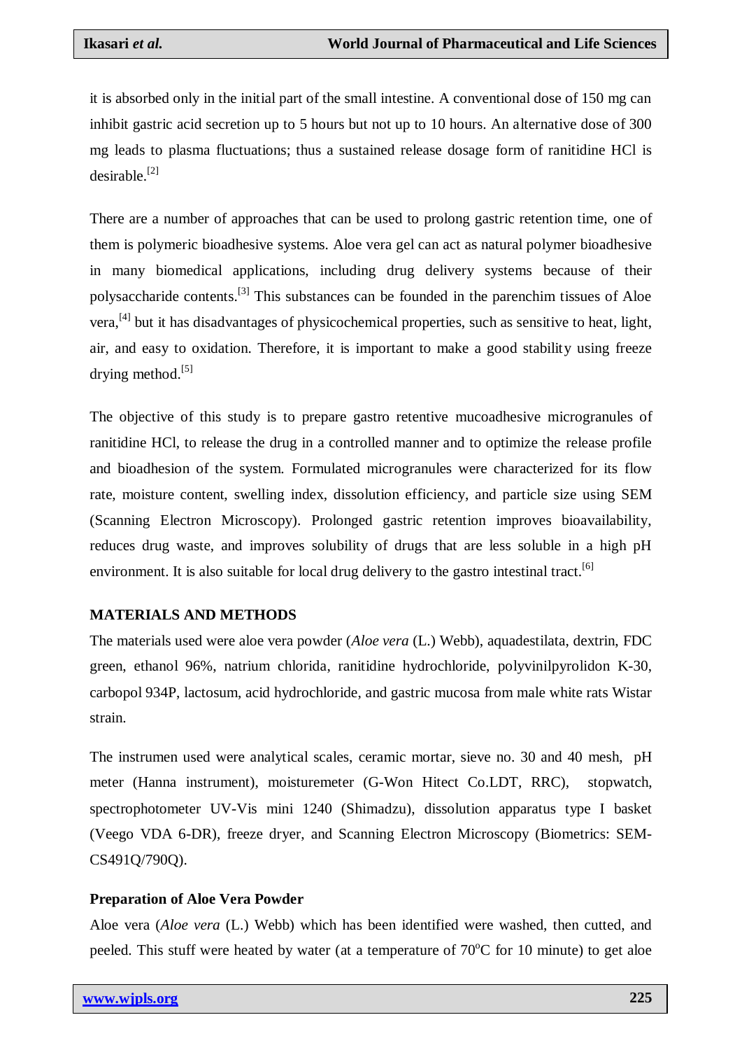it is absorbed only in the initial part of the small intestine. A conventional dose of 150 mg can inhibit gastric acid secretion up to 5 hours but not up to 10 hours. An alternative dose of 300 mg leads to plasma fluctuations; thus a sustained release dosage form of ranitidine HCl is desirable.[2]

There are a number of approaches that can be used to prolong gastric retention time, one of them is polymeric bioadhesive systems. Aloe vera gel can act as natural polymer bioadhesive in many biomedical applications, including drug delivery systems because of their polysaccharide contents.[3] This substances can be founded in the parenchim tissues of Aloe vera,[4] but it has disadvantages of physicochemical properties, such as sensitive to heat, light, air, and easy to oxidation. Therefore, it is important to make a good stability using freeze drying method.[5]

The objective of this study is to prepare gastro retentive mucoadhesive microgranules of ranitidine HCl, to release the drug in a controlled manner and to optimize the release profile and bioadhesion of the system. Formulated microgranules were characterized for its flow rate, moisture content, swelling index, dissolution efficiency, and particle size using SEM (Scanning Electron Microscopy). Prolonged gastric retention improves bioavailability, reduces drug waste, and improves solubility of drugs that are less soluble in a high pH environment. It is also suitable for local drug delivery to the gastro intestinal tract.[6]

## MATERIALS AND METHODS

The materials used were aloe vera powder (*Aloe vera* (L.) Webb), aquadestilata, dextrin, FDC green, ethanol 96%, natrium chlorida, ranitidine hydrochloride, polyvinilpyrolidon K-30, carbopol 934P, lactosum, acid hydrochloride, and gastric mucosa from male white rats Wistar strain.

The instrumen used were analytical scales, ceramic mortar, sieve no. 30 and 40 mesh, pH meter (Hanna instrument), moisturemeter (G-Won Hitect Co.LDT, RRC), stopwatch, spectrophotometer UV-Vis mini 1240 (Shimadzu), dissolution apparatus type I basket (Veego VDA 6-DR), freeze dryer, and Scanning Electron Microscopy (Biometrics: SEM-CS491Q/790Q).

### Preparation of Aloe Vera Powder

Aloe vera (*Aloe vera* (L.) Webb) which has been identified were washed, then cutted, and peeled. This stuff were heated by water (at a temperature of 70$^{o}$C for 10 minute) to get aloe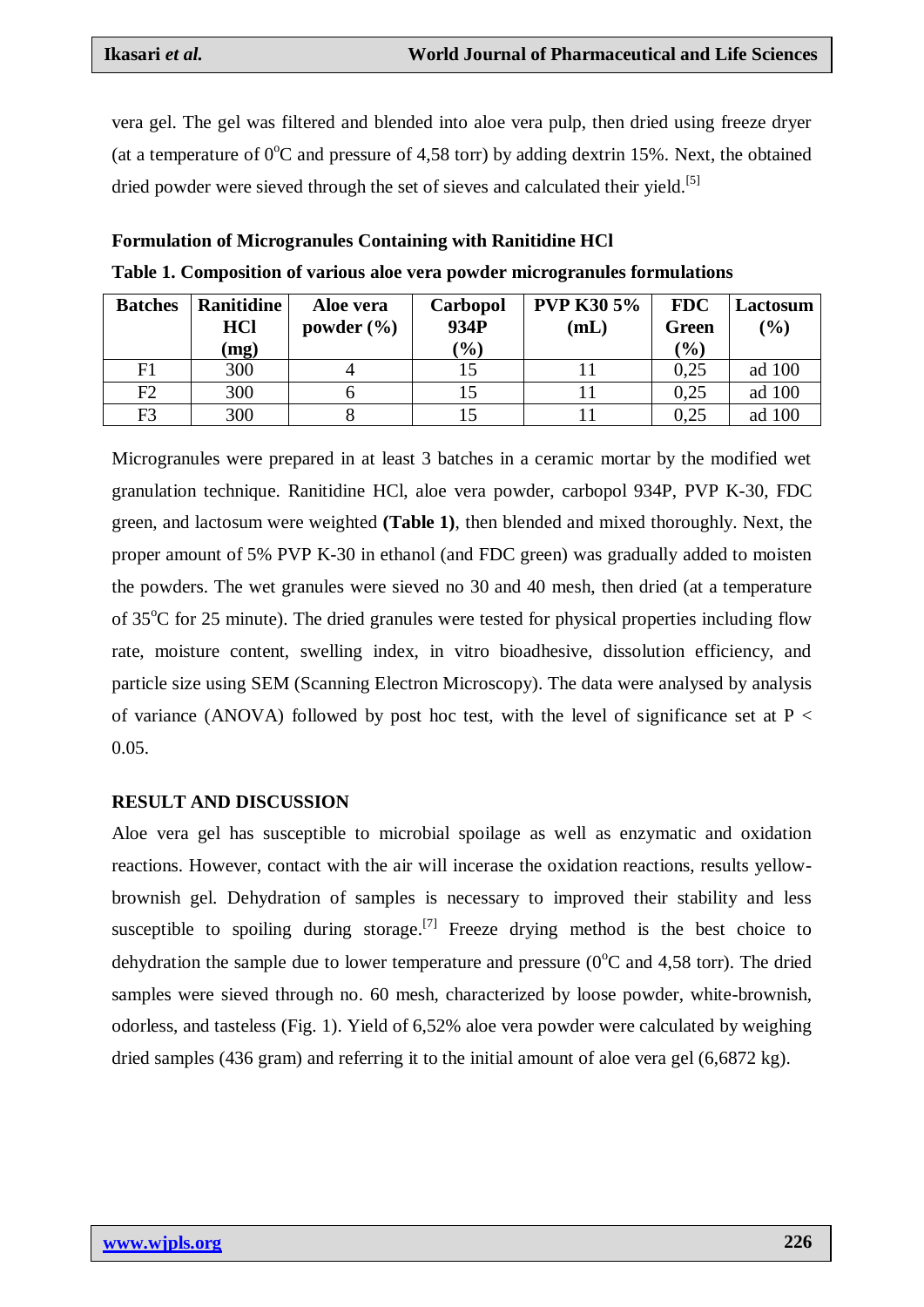vera gel. The gel was filtered and blended into aloe vera pulp, then dried using freeze dryer (at a temperature of $0^{o}C$ and pressure of 4,58 torr) by adding dextrin 15%. Next, the obtained dried powder were sieved through the set of sieves and calculated their yield.[5]

**Formulation of Microgranules Containing with Ranitidine HCl**

**Table 1. Composition of various aloe vera powder microgranules formulations**

| Batches | Ranitidine HCl (mg) | Aloe vera powder (%) | Carbopol 934P (%) | PVP K30 5% (mL) | FDC Green (%) | Lactosum (%) |
|---|---|---|---|---|---|---|
| F1 | 300 | 4 | 15 | 11 | 0,25 | ad 100 |
| F2 | 300 | 6 | 15 | 11 | 0,25 | ad 100 |
| F3 | 300 | 8 | 15 | 11 | 0,25 | ad 100 |

Microgranules were prepared in at least 3 batches in a ceramic mortar by the modified wet granulation technique. Ranitidine HCl, aloe vera powder, carbopol 934P, PVP K-30, FDC green, and lactosum were weighted **(Table 1)**, then blended and mixed thoroughly. Next, the proper amount of 5% PVP K-30 in ethanol (and FDC green) was gradually added to moisten the powders. The wet granules were sieved no 30 and 40 mesh, then dried (at a temperature of $35^{o}C$ for 25 minute). The dried granules were tested for physical properties including flow rate, moisture content, swelling index, in vitro bioadhesive, dissolution efficiency, and particle size using SEM (Scanning Electron Microscopy). The data were analysed by analysis of variance (ANOVA) followed by post hoc test, with the level of significance set at $P < 0.05$.

## RESULT AND DISCUSSION

Aloe vera gel has susceptible to microbial spoilage as well as enzymatic and oxidation reactions. However, contact with the air will incerase the oxidation reactions, results yellow-brownish gel. Dehydration of samples is necessary to improved their stability and less susceptible to spoiling during storage.[7] Freeze drying method is the best choice to dehydration the sample due to lower temperature and pressure ($0^{o}C$ and 4,58 torr). The dried samples were sieved through no. 60 mesh, characterized by loose powder, white-brownish, odorless, and tasteless (Fig. 1). Yield of 6,52% aloe vera powder were calculated by weighing dried samples (436 gram) and referring it to the initial amount of aloe vera gel (6,6872 kg).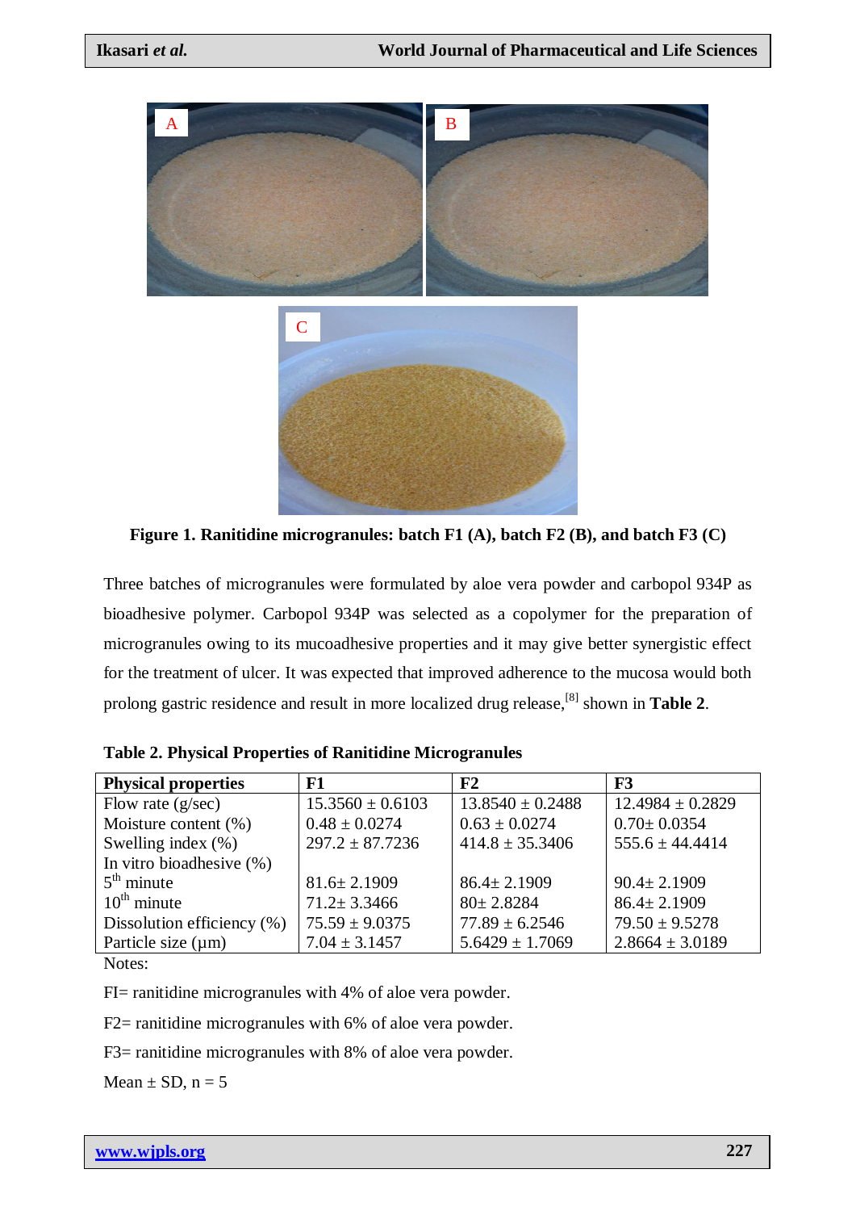Figure 1. Ranitidine microgranules: batch F1 (A), batch F2 (B), and batch F3 (C)

Three batches of microgranules were formulated by aloe vera powder and carbopol 934P as bioadhesive polymer. Carbopol 934P was selected as a copolymer for the preparation of microgranules owing to its mucoadhesive properties and it may give better synergistic effect for the treatment of ulcer. It was expected that improved adherence to the mucosa would both prolong gastric residence and result in more localized drug release,[8] shown in **Table 2**.

**Table 2. Physical Properties of Ranitidine Microgranules**

| Physical properties | F1 | F2 | F3 |
|---|---|---|---|
| Flow rate (g/sec) | 15.3560 ± 0.6103 | 13.8540 ± 0.2488 | 12.4984 ± 0.2829 |
| Moisture content (%) | 0.48 ± 0.0274 | 0.63 ± 0.0274 | 0.70± 0.0354 |
| Swelling index (%) | 297.2 ± 87.7236 | 414.8 ± 35.3406 | 555.6 ± 44.4414 |
| In vitro bioadhesive (%) | | | |
| 5th minute | 81.6± 2.1909 | 86.4± 2.1909 | 90.4± 2.1909 |
| 10th minute | 71.2± 3.3466 | 80± 2.8284 | 86.4± 2.1909 |
| Dissolution efficiency (%) | 75.59 ± 9.0375 | 77.89 ± 6.2546 | 79.50 ± 9.5278 |
| Particle size (μm) | 7.04 ± 3.1457 | 5.6429 ± 1.7069 | 2.8664 ± 3.0189 |

Notes:

FI= ranitidine microgranules with 4% of aloe vera powder.

F2= ranitidine microgranules with 6% of aloe vera powder.

F3= ranitidine microgranules with 8% of aloe vera powder.

Mean ± SD, n = 5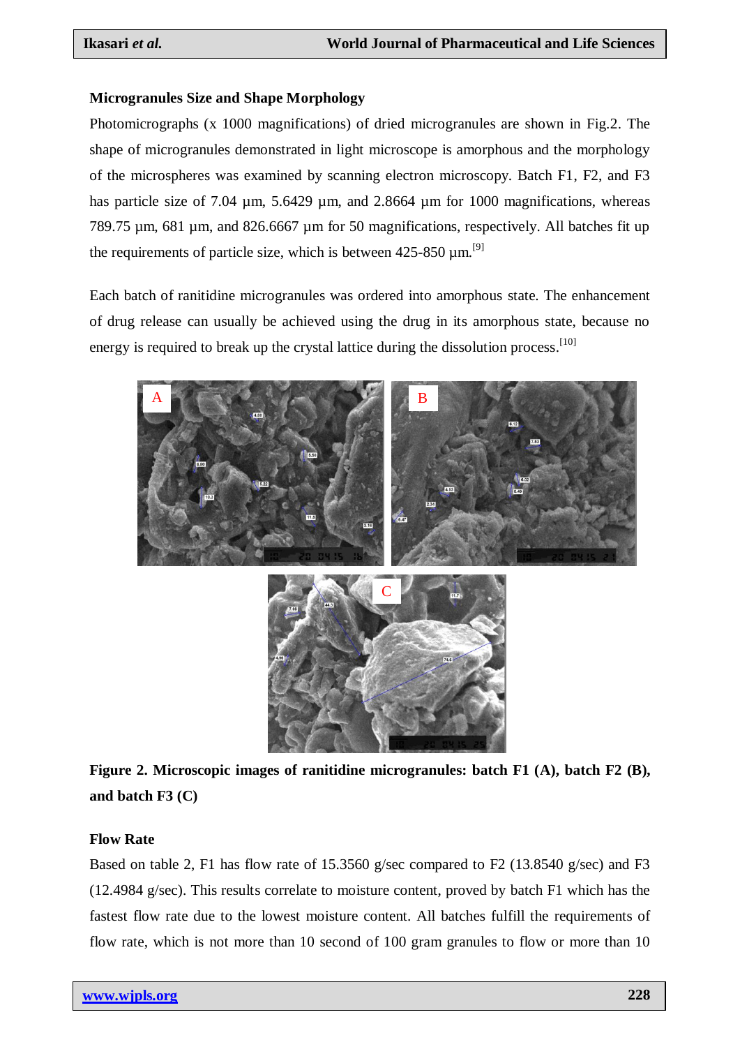**Microgranules Size and Shape Morphology**

Photomicrographs (x 1000 magnifications) of dried microgranules are shown in Fig.2. The shape of microgranules demonstrated in light microscope is amorphous and the morphology of the microspheres was examined by scanning electron microscopy. Batch F1, F2, and F3 has particle size of 7.04 µm, 5.6429 µm, and 2.8664 µm for 1000 magnifications, whereas 789.75 µm, 681 µm, and 826.6667 µm for 50 magnifications, respectively. All batches fit up the requirements of particle size, which is between 425-850 µm.[9]

Each batch of ranitidine microgranules was ordered into amorphous state. The enhancement of drug release can usually be achieved using the drug in its amorphous state, because no energy is required to break up the crystal lattice during the dissolution process.[10]

**Figure 2. Microscopic images of ranitidine microgranules: batch F1 (A), batch F2 (B), and batch F3 (C)**

**Flow Rate**

Based on table 2, F1 has flow rate of 15.3560 g/sec compared to F2 (13.8540 g/sec) and F3 (12.4984 g/sec). This results correlate to moisture content, proved by batch F1 which has the fastest flow rate due to the lowest moisture content. All batches fulfill the requirements of flow rate, which is not more than 10 second of 100 gram granules to flow or more than 10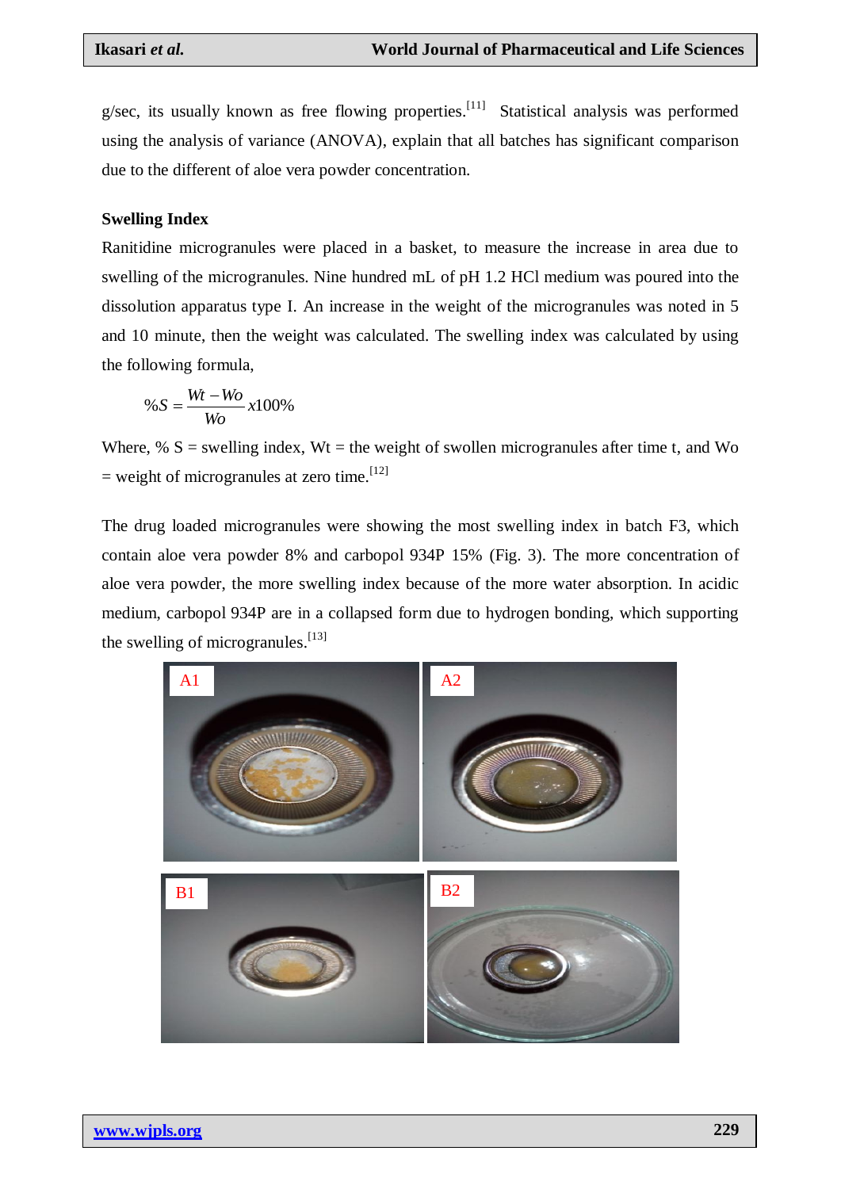g/sec, its usually known as free flowing properties.[11] Statistical analysis was performed using the analysis of variance (ANOVA), explain that all batches has significant comparison due to the different of aloe vera powder concentration.

**Swelling Index**

Ranitidine microgranules were placed in a basket, to measure the increase in area due to swelling of the microgranules. Nine hundred mL of pH 1.2 HCl medium was poured into the dissolution apparatus type I. An increase in the weight of the microgranules was noted in 5 and 10 minute, then the weight was calculated. The swelling index was calculated by using the following formula,

$$\%S = \frac{Wt - Wo}{Wo} x100\%$$

Where, % S = swelling index, Wt = the weight of swollen microgranules after time t, and Wo = weight of microgranules at zero time.[12]

The drug loaded microgranules were showing the most swelling index in batch F3, which contain aloe vera powder 8% and carbopol 934P 15% (Fig. 3). The more concentration of aloe vera powder, the more swelling index because of the more water absorption. In acidic medium, carbopol 934P are in a collapsed form due to hydrogen bonding, which supporting the swelling of microgranules.[13]

A1 A2

B1 B2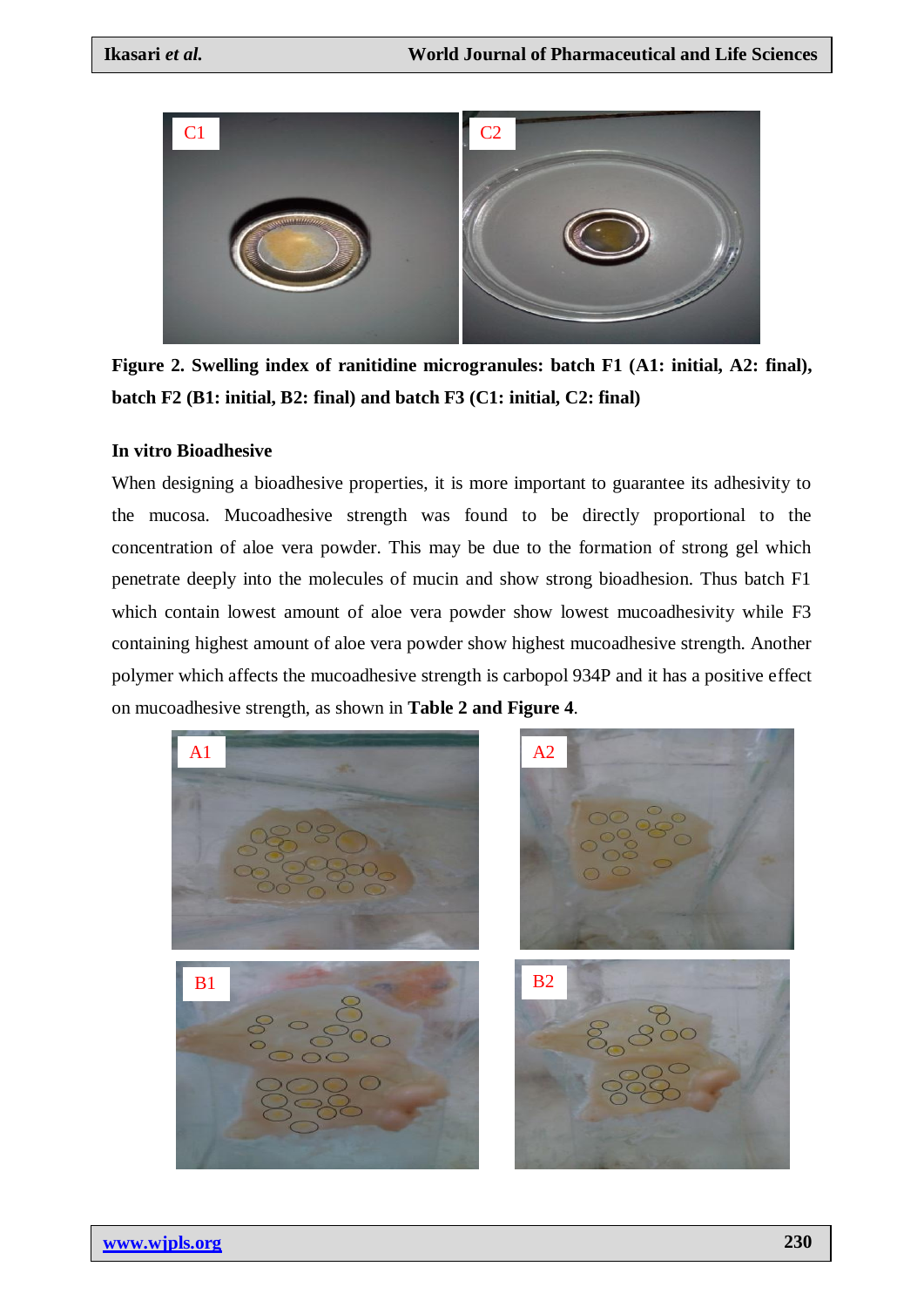**Figure 2. Swelling index of ranitidine microgranules: batch F1 (A1: initial, A2: final), batch F2 (B1: initial, B2: final) and batch F3 (C1: initial, C2: final)**

**In vitro Bioadhesive**

When designing a bioadhesive properties, it is more important to guarantee its adhesivity to the mucosa. Mucoadhesive strength was found to be directly proportional to the concentration of aloe vera powder. This may be due to the formation of strong gel which penetrate deeply into the molecules of mucin and show strong bioadhesion. Thus batch F1 which contain lowest amount of aloe vera powder show lowest mucoadhesivity while F3 containing highest amount of aloe vera powder show highest mucoadhesive strength. Another polymer which affects the mucoadhesive strength is carbopol 934P and it has a positive effect on mucoadhesive strength, as shown in **Table 2 and Figure 4**.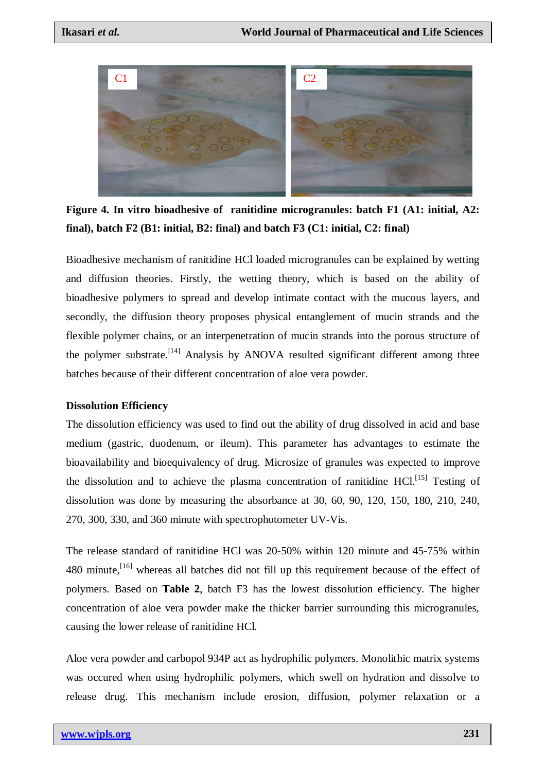**Figure 4. In vitro bioadhesive of ranitidine microgranules: batch F1 (A1: initial, A2: final), batch F2 (B1: initial, B2: final) and batch F3 (C1: initial, C2: final)**

Bioadhesive mechanism of ranitidine HCl loaded micrograngules can be explained by wetting and diffusion theories. Firstly, the wetting theory, which is based on the ability of bioadhesive polymers to spread and develop intimate contact with the mucous layers, and secondly, the diffusion theory proposes physical entanglement of mucin strands and the flexible polymer chains, or an interpenetration of mucin strands into the porous structure of the polymer substrate.[14] Analysis by ANOVA resulted significant different among three batches because of their different concentration of aloe vera powder.

**Dissolution Efficiency**

The dissolution efficiency was used to find out the ability of drug dissolved in acid and base medium (gastric, duodenum, or ileum). This parameter has advantages to estimate the bioavailability and bioequivalency of drug. Microsize of granules was expected to improve the dissolution and to achieve the plasma concentration of ranitidine HCl.[15] Testing of dissolution was done by measuring the absorbance at 30, 60, 90, 120, 150, 180, 210, 240, 270, 300, 330, and 360 minute with spectrophotometer UV-Vis.

The release standard of ranitidine HCl was 20-50% within 120 minute and 45-75% within 480 minute,[16] whereas all batches did not fill up this requirement because of the effect of polymers. Based on **Table 2**, batch F3 has the lowest dissolution efficiency. The higher concentration of aloe vera powder make the thicker barrier surrounding this microgranules, causing the lower release of ranitidine HCl.

Aloe vera powder and carbopol 934P act as hydrophilic polymers. Monolithic matrix systems was occured when using hydrophilic polymers, which swell on hydration and dissolve to release drug. This mechanism include erosion, diffusion, polymer relaxation or a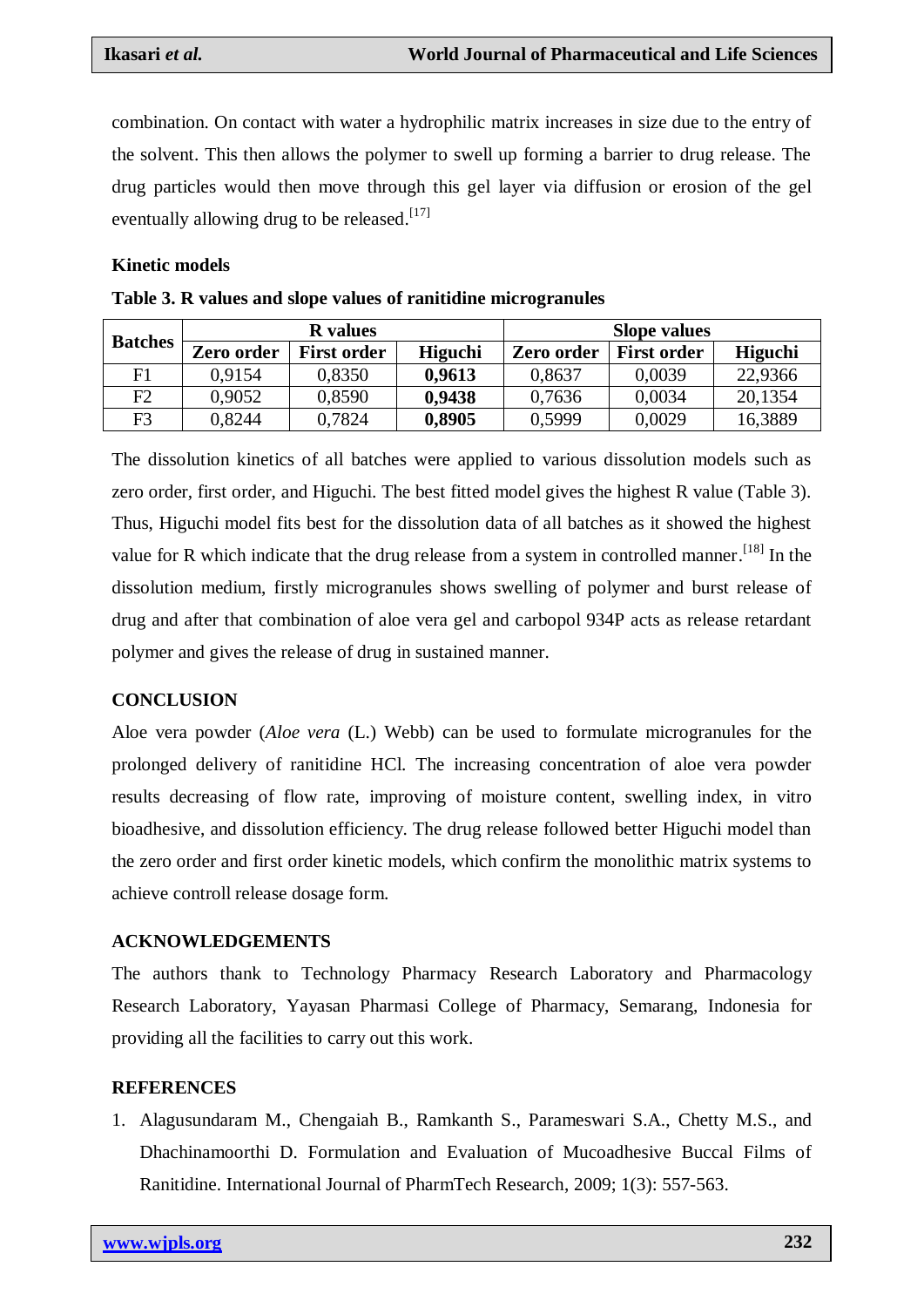combination. On contact with water a hydrophilic matrix increases in size due to the entry of the solvent. This then allows the polymer to swell up forming a barrier to drug release. The drug particles would then move through this gel layer via diffusion or erosion of the gel eventually allowing drug to be released.[17]

**Kinetic models**

**Table 3. R values and slope values of ranitidine microgranules**

| Batches | R values | | | Slope values | | |
|---|---|---|---|---|---|---|
| | Zero order | First order | Higuchi | Zero order | First order | Higuchi |
| F1 | 0,9154 | 0,8350 | **0,9613** | 0,8637 | 0,0039 | 22,9366 |
| F2 | 0,9052 | 0,8590 | **0,9438** | 0,7636 | 0,0034 | 20,1354 |
| F3 | 0,8244 | 0,7824 | **0,8905** | 0,5999 | 0,0029 | 16,3889 |

The dissolution kinetics of all batches were applied to various dissolution models such as zero order, first order, and Higuchi. The best fitted model gives the highest R value (Table 3). Thus, Higuchi model fits best for the dissolution data of all batches as it showed the highest value for R which indicate that the drug release from a system in controlled manner.[18] In the dissolution medium, firstly microgranules shows swelling of polymer and burst release of drug and after that combination of aloe vera gel and carbopol 934P acts as release retardant polymer and gives the release of drug in sustained manner.

## CONCLUSION

Aloe vera powder (*Aloe vera* (L.) Webb) can be used to formulate microgranules for the prolonged delivery of ranitidine HCl. The increasing concentration of aloe vera powder results decreasing of flow rate, improving of moisture content, swelling index, in vitro bioadhesive, and dissolution efficiency. The drug release followed better Higuchi model than the zero order and first order kinetic models, which confirm the monolithic matrix systems to achieve controll release dosage form.

## ACKNOWLEDGEMENTS

The authors thank to Technology Pharmacy Research Laboratory and Pharmacology Research Laboratory, Yayasan Pharmasi College of Pharmacy, Semarang, Indonesia for providing all the facilities to carry out this work.

## REFERENCES

1. Alagusundaram M., Chengaiah B., Ramkanth S., Parameswari S.A., Chetty M.S., and Dhachinamoorthi D. Formulation and Evaluation of Mucoadhesive Buccal Films of Ranitidine. International Journal of PharmTech Research, 2009; 1(3): 557-563.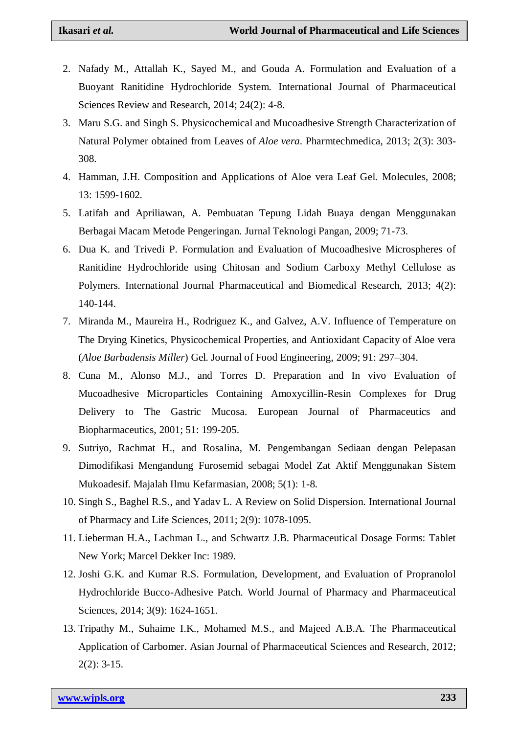2. Nafady M., Attallah K., Sayed M., and Gouda A. Formulation and Evaluation of a Buoyant Ranitidine Hydrochloride System. International Journal of Pharmaceutical Sciences Review and Research, 2014; 24(2): 4-8.
3. Maru S.G. and Singh S. Physicochemical and Mucoadhesive Strength Characterization of Natural Polymer obtained from Leaves of *Aloe vera*. Pharmtechmedica, 2013; 2(3): 303-308.
4. Hamman, J.H. Composition and Applications of Aloe vera Leaf Gel. Molecules, 2008; 13: 1599-1602.
5. Latifah and Apriliawan, A. Pembuatan Tepung Lidah Buaya dengan Menggunakan Berbagai Macam Metode Pengeringan. Jurnal Teknologi Pangan, 2009; 71-73.
6. Dua K. and Trivedi P. Formulation and Evaluation of Mucoadhesive Microspheres of Ranitidine Hydrochloride using Chitosan and Sodium Carboxy Methyl Cellulose as Polymers. International Journal Pharmaceutical and Biomedical Research, 2013; 4(2): 140-144.
7. Miranda M., Maureira H., Rodriguez K., and Galvez, A.V. Influence of Temperature on The Drying Kinetics, Physicochemical Properties, and Antioxidant Capacity of Aloe vera (*Aloe Barbadensis Miller*) Gel. Journal of Food Engineering, 2009; 91: 297–304.
8. Cuna M., Alonso M.J., and Torres D. Preparation and In vivo Evaluation of Mucoadhesive Microparticles Containing Amoxycillin-Resin Complexes for Drug Delivery to The Gastric Mucosa. European Journal of Pharmaceutics and Biopharmaceutics, 2001; 51: 199-205.
9. Sutriyo, Rachmat H., and Rosalina, M. Pengembangan Sediaan dengan Pelepasan Dimodifikasi Mengandung Furosemid sebagai Model Zat Aktif Menggunakan Sistem Mukoadesif. Majalah Ilmu Kefarmasian, 2008; 5(1): 1-8.
10. Singh S., Baghel R.S., and Yadav L. A Review on Solid Dispersion. International Journal of Pharmacy and Life Sciences, 2011; 2(9): 1078-1095.
11. Lieberman H.A., Lachman L., and Schwartz J.B. Pharmaceutical Dosage Forms: Tablet New York; Marcel Dekker Inc: 1989.
12. Joshi G.K. and Kumar R.S. Formulation, Development, and Evaluation of Propranolol Hydrochloride Bucco-Adhesive Patch. World Journal of Pharmacy and Pharmaceutical Sciences, 2014; 3(9): 1624-1651.
13. Tripathy M., Suhaime I.K., Mohamed M.S., and Majeed A.B.A. The Pharmaceutical Application of Carbomer. Asian Journal of Pharmaceutical Sciences and Research, 2012; 2(2): 3-15.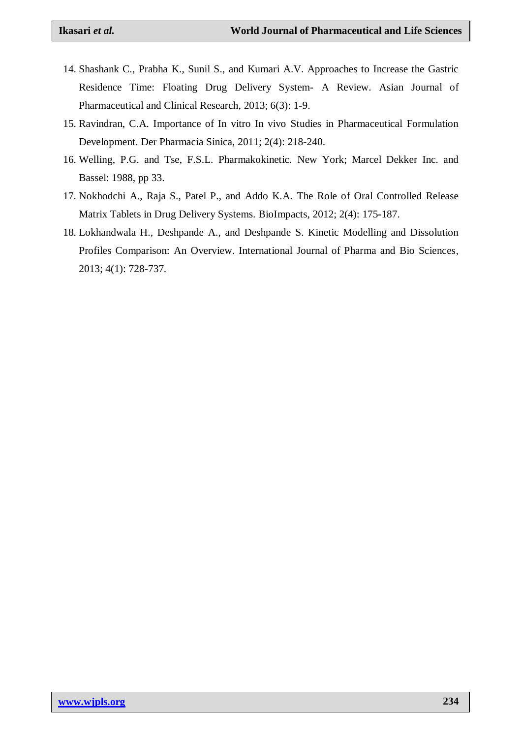14. Shashank C., Prabha K., Sunil S., and Kumari A.V. Approaches to Increase the Gastric Residence Time: Floating Drug Delivery System- A Review. Asian Journal of Pharmaceutical and Clinical Research, 2013; 6(3): 1-9.
15. Ravindran, C.A. Importance of In vitro In vivo Studies in Pharmaceutical Formulation Development. Der Pharmacia Sinica, 2011; 2(4): 218-240.
16. Welling, P.G. and Tse, F.S.L. Pharmakokinetic. New York; Marcel Dekker Inc. and Bassel: 1988, pp 33.
17. Nokhodchi A., Raja S., Patel P., and Addo K.A. The Role of Oral Controlled Release Matrix Tablets in Drug Delivery Systems. BioImpacts, 2012; 2(4): 175-187.
18. Lokhandwala H., Deshpande A., and Deshpande S. Kinetic Modelling and Dissolution Profiles Comparison: An Overview. International Journal of Pharma and Bio Sciences, 2013; 4(1): 728-737.